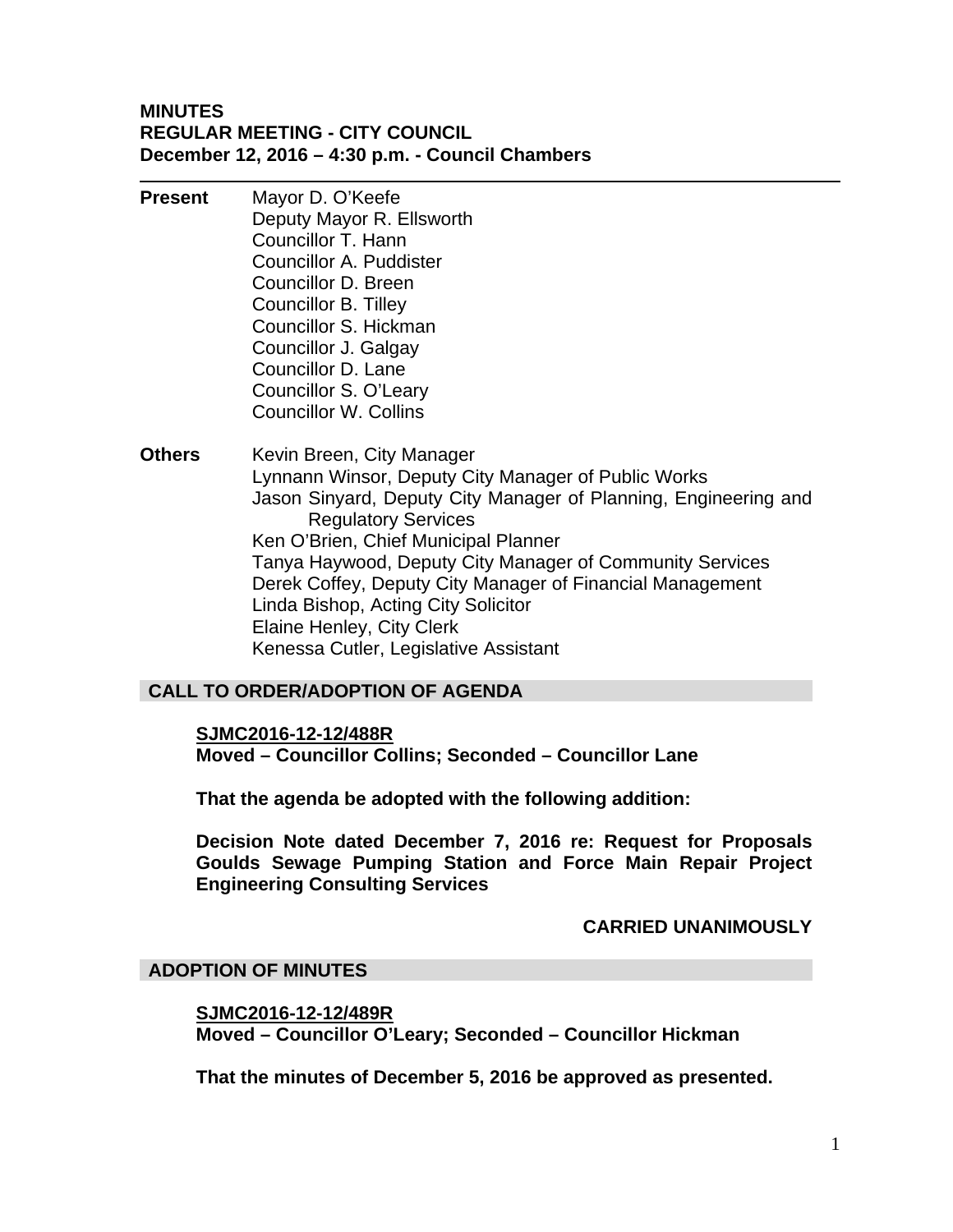**MINUTES**
**REGULAR MEETING - CITY COUNCIL**
**December 12, 2016 – 4:30 p.m. - Council Chambers**

---

**Present**
Mayor D. O'Keefe
Deputy Mayor R. Ellsworth
Councillor T. Hann
Councillor A. Puddister
Councillor D. Breen
Councillor B. Tilley
Councillor S. Hickman
Councillor J. Galgay
Councillor D. Lane
Councillor S. O'Leary
Councillor W. Collins

**Others**
Kevin Breen, City Manager
Lynnann Winsor, Deputy City Manager of Public Works
Jason Sinyard, Deputy City Manager of Planning, Engineering and Regulatory Services
Ken O'Brien, Chief Municipal Planner
Tanya Haywood, Deputy City Manager of Community Services
Derek Coffey, Deputy City Manager of Financial Management
Linda Bishop, Acting City Solicitor
Elaine Henley, City Clerk
Kenessa Cutler, Legislative Assistant

## CALL TO ORDER/ADOPTION OF AGENDA

**SJMC2016-12-12/488R**
**Moved – Councillor Collins; Seconded – Councillor Lane**

**That the agenda be adopted with the following addition:**

**Decision Note dated December 7, 2016 re: Request for Proposals Goulds Sewage Pumping Station and Force Main Repair Project Engineering Consulting Services**

**CARRIED UNANIMOUSLY**

## ADOPTION OF MINUTES

**SJMC2016-12-12/489R**
**Moved – Councillor O'Leary; Seconded – Councillor Hickman**

**That the minutes of December 5, 2016 be approved as presented.**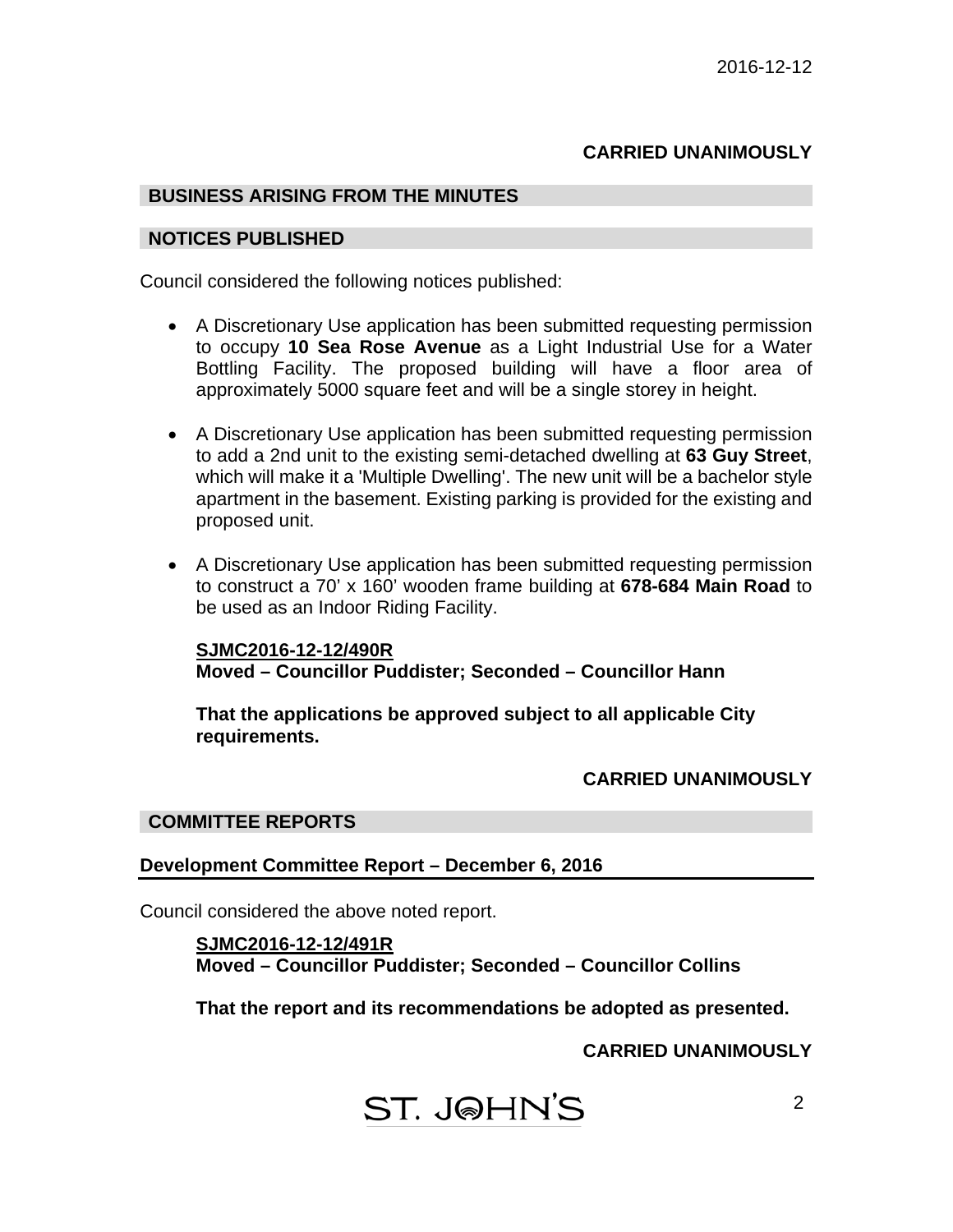**CARRIED UNANIMOUSLY**

## BUSINESS ARISING FROM THE MINUTES

## NOTICES PUBLISHED

Council considered the following notices published:

- A Discretionary Use application has been submitted requesting permission to occupy **10 Sea Rose Avenue** as a Light Industrial Use for a Water Bottling Facility. The proposed building will have a floor area of approximately 5000 square feet and will be a single storey in height.
- A Discretionary Use application has been submitted requesting permission to add a 2nd unit to the existing semi-detached dwelling at **63 Guy Street**, which will make it a 'Multiple Dwelling'. The new unit will be a bachelor style apartment in the basement. Existing parking is provided for the existing and proposed unit.
- A Discretionary Use application has been submitted requesting permission to construct a 70' x 160' wooden frame building at **678-684 Main Road** to be used as an Indoor Riding Facility.

**SJMC2016-12-12/490R**
**Moved – Councillor Puddister; Seconded – Councillor Hann**

**That the applications be approved subject to all applicable City requirements.**

**CARRIED UNANIMOUSLY**

## COMMITTEE REPORTS

### Development Committee Report – December 6, 2016

Council considered the above noted report.

**SJMC2016-12-12/491R**
**Moved – Councillor Puddister; Seconded – Councillor Collins**

**That the report and its recommendations be adopted as presented.**

**CARRIED UNANIMOUSLY**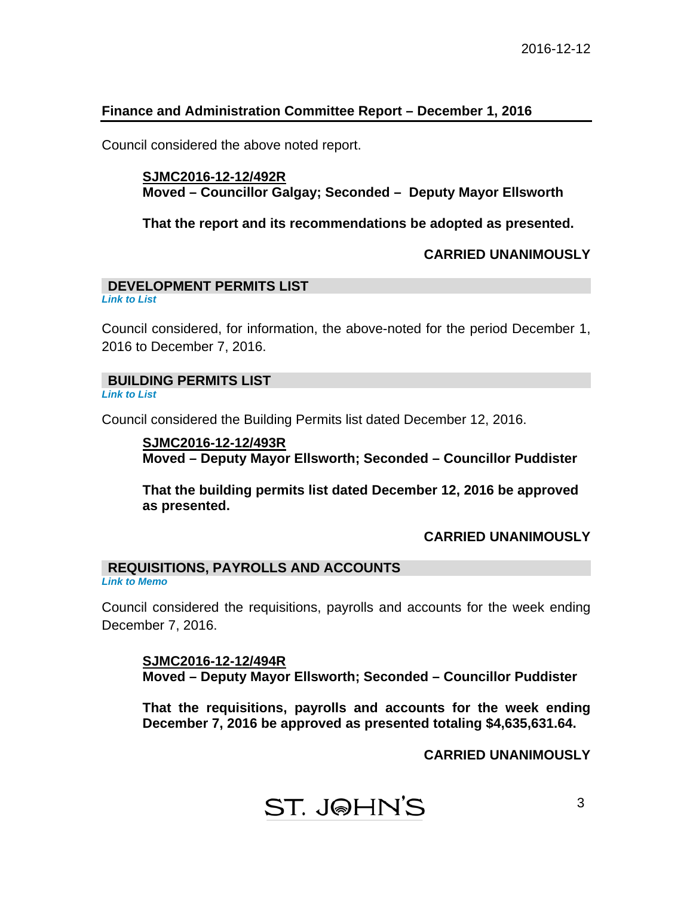2016-12-12

## Finance and Administration Committee Report – December 1, 2016

Council considered the above noted report.

> **SJMC2016-12-12/492R**
> **Moved – Councillor Galgay; Seconded – Deputy Mayor Ellsworth**
>
> **That the report and its recommendations be adopted as presented.**
>
> **CARRIED UNANIMOUSLY**

## DEVELOPMENT PERMITS LIST

*Link to List*

Council considered, for information, the above-noted for the period December 1, 2016 to December 7, 2016.

## BUILDING PERMITS LIST

*Link to List*

Council considered the Building Permits list dated December 12, 2016.

> **SJMC2016-12-12/493R**
> **Moved – Deputy Mayor Ellsworth; Seconded – Councillor Puddister**
>
> **That the building permits list dated December 12, 2016 be approved as presented.**
>
> **CARRIED UNANIMOUSLY**

## REQUISITIONS, PAYROLLS AND ACCOUNTS

*Link to Memo*

Council considered the requisitions, payrolls and accounts for the week ending December 7, 2016.

> **SJMC2016-12-12/494R**
> **Moved – Deputy Mayor Ellsworth; Seconded – Councillor Puddister**
>
> **That the requisitions, payrolls and accounts for the week ending December 7, 2016 be approved as presented totaling $4,635,631.64.**
>
> **CARRIED UNANIMOUSLY**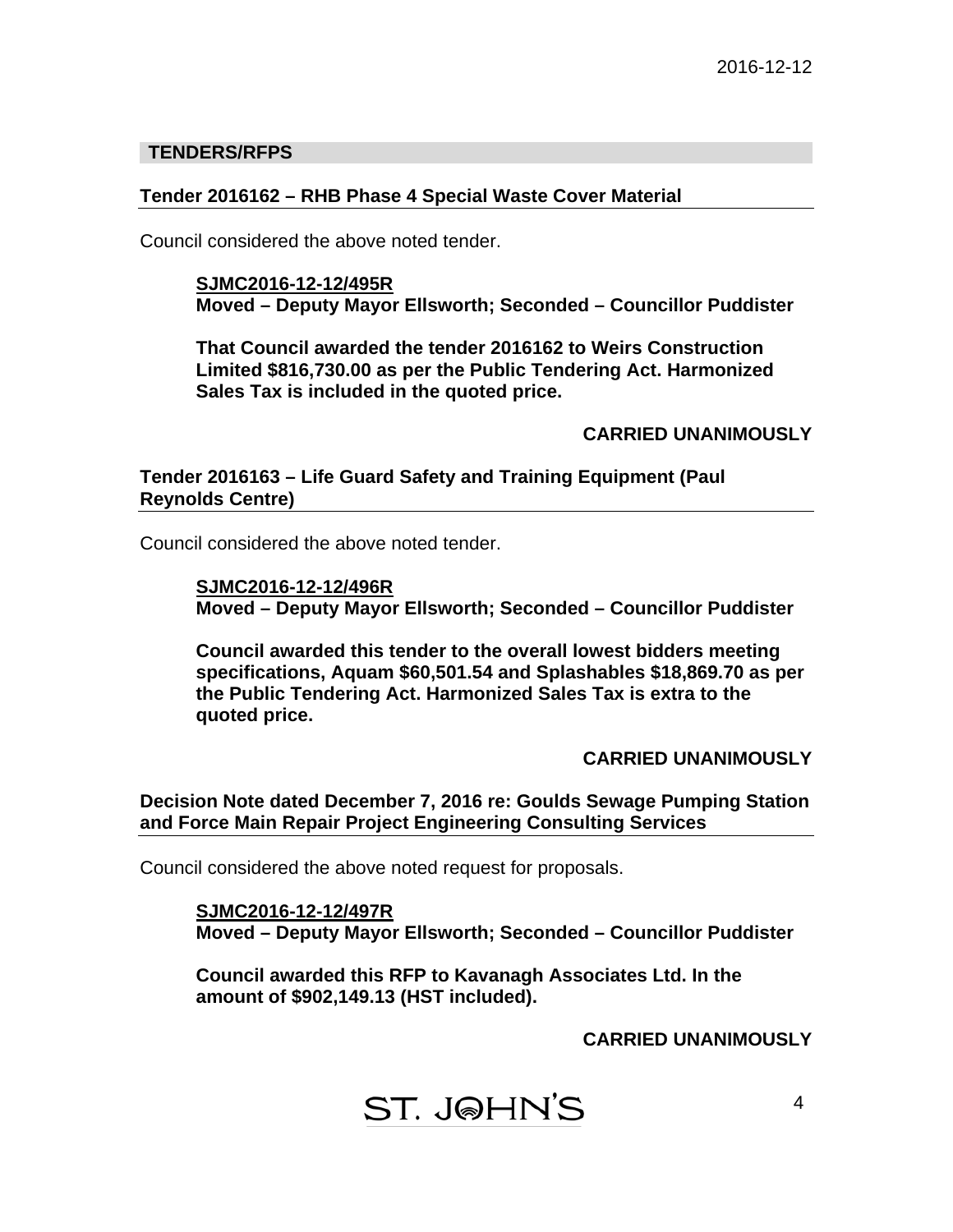## TENDERS/RFPS

### Tender 2016162 – RHB Phase 4 Special Waste Cover Material

Council considered the above noted tender.

**SJMC2016-12-12/495R**
**Moved – Deputy Mayor Ellsworth; Seconded – Councillor Puddister**

**That Council awarded the tender 2016162 to Weirs Construction Limited $816,730.00 as per the Public Tendering Act. Harmonized Sales Tax is included in the quoted price.**

**CARRIED UNANIMOUSLY**

### Tender 2016163 – Life Guard Safety and Training Equipment (Paul Reynolds Centre)

Council considered the above noted tender.

**SJMC2016-12-12/496R**
**Moved – Deputy Mayor Ellsworth; Seconded – Councillor Puddister**

**Council awarded this tender to the overall lowest bidders meeting specifications, Aquam $60,501.54 and Splashables $18,869.70 as per the Public Tendering Act. Harmonized Sales Tax is extra to the quoted price.**

**CARRIED UNANIMOUSLY**

### Decision Note dated December 7, 2016 re: Goulds Sewage Pumping Station and Force Main Repair Project Engineering Consulting Services

Council considered the above noted request for proposals.

**SJMC2016-12-12/497R**
**Moved – Deputy Mayor Ellsworth; Seconded – Councillor Puddister**

**Council awarded this RFP to Kavanagh Associates Ltd. In the amount of $902,149.13 (HST included).**

**CARRIED UNANIMOUSLY**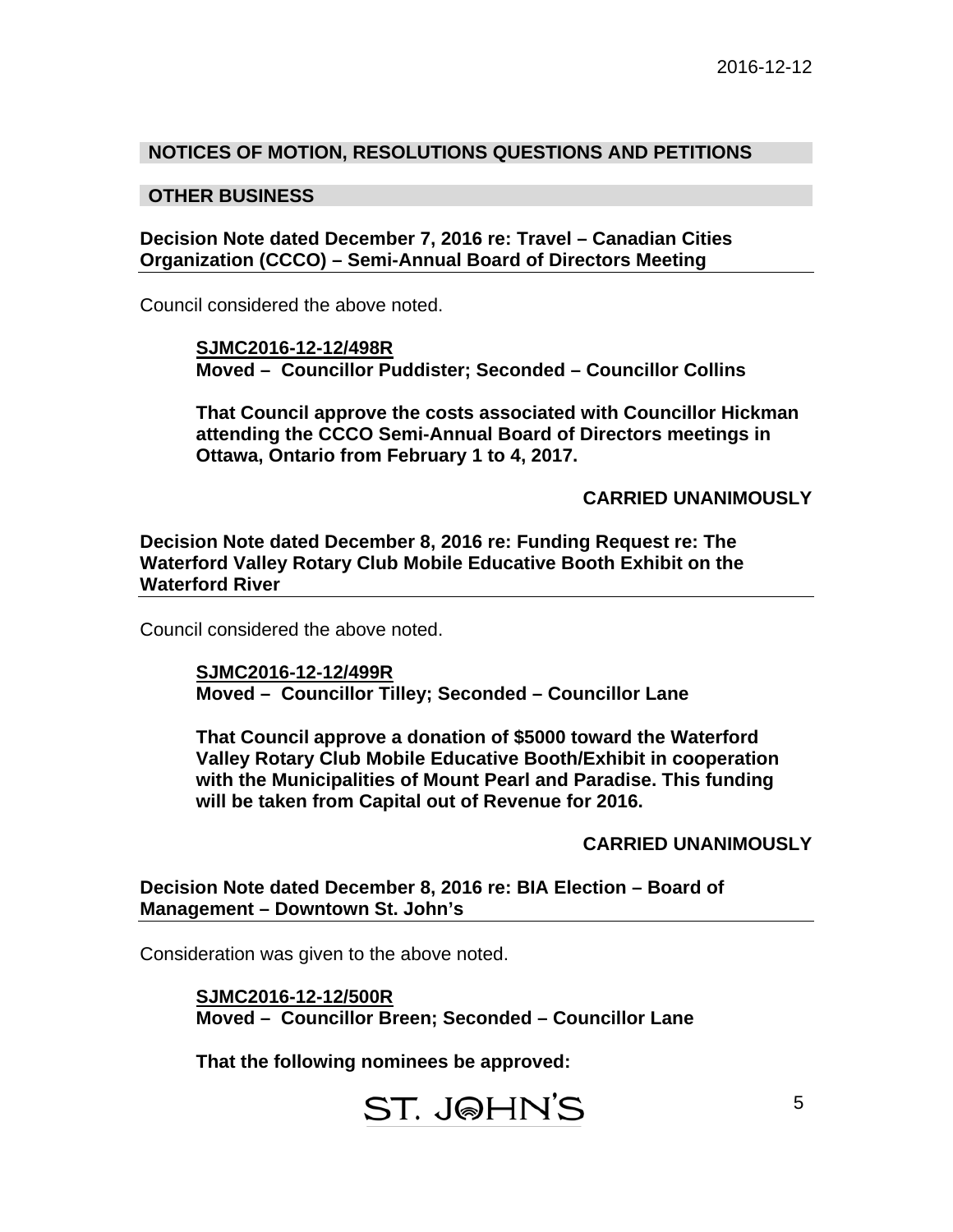## NOTICES OF MOTION, RESOLUTIONS QUESTIONS AND PETITIONS

## OTHER BUSINESS

**Decision Note dated December 7, 2016 re: Travel – Canadian Cities Organization (CCCO) – Semi-Annual Board of Directors Meeting**

Council considered the above noted.

> **SJMC2016-12-12/498R**
> **Moved – Councillor Puddister; Seconded – Councillor Collins**
>
> **That Council approve the costs associated with Councillor Hickman attending the CCCO Semi-Annual Board of Directors meetings in Ottawa, Ontario from February 1 to 4, 2017.**

**CARRIED UNANIMOUSLY**

**Decision Note dated December 8, 2016 re: Funding Request re: The Waterford Valley Rotary Club Mobile Educative Booth Exhibit on the Waterford River**

Council considered the above noted.

> **SJMC2016-12-12/499R**
> **Moved – Councillor Tilley; Seconded – Councillor Lane**
>
> **That Council approve a donation of $5000 toward the Waterford Valley Rotary Club Mobile Educative Booth/Exhibit in cooperation with the Municipalities of Mount Pearl and Paradise. This funding will be taken from Capital out of Revenue for 2016.**

**CARRIED UNANIMOUSLY**

**Decision Note dated December 8, 2016 re: BIA Election – Board of Management – Downtown St. John's**

Consideration was given to the above noted.

> **SJMC2016-12-12/500R**
> **Moved – Councillor Breen; Seconded – Councillor Lane**
>
> **That the following nominees be approved:**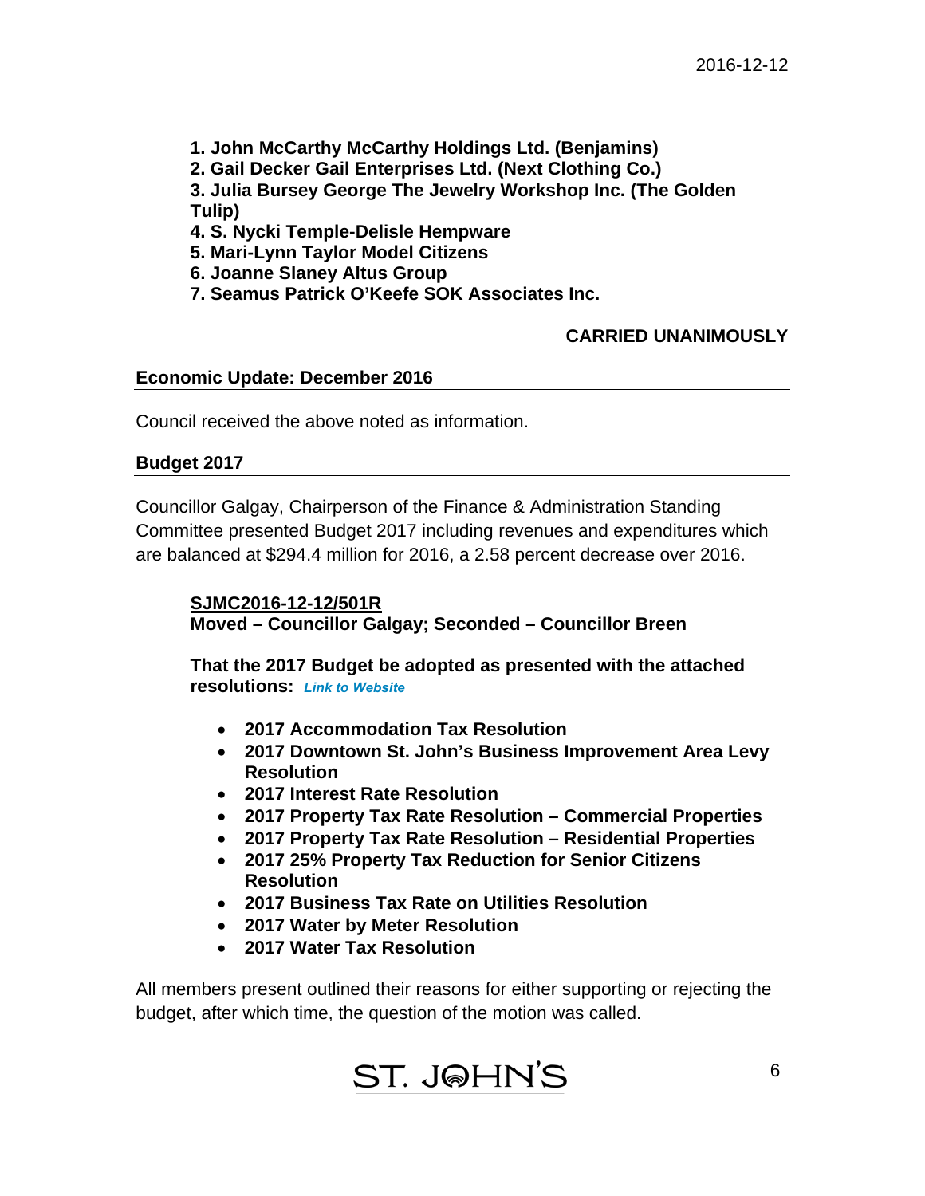1. **John McCarthy McCarthy Holdings Ltd. (Benjamins)**
2. **Gail Decker Gail Enterprises Ltd. (Next Clothing Co.)**
3. **Julia Bursey George The Jewelry Workshop Inc. (The Golden Tulip)**
4. **S. Nycki Temple-Delisle Hempware**
5. **Mari-Lynn Taylor Model Citizens**
6. **Joanne Slaney Altus Group**
7. **Seamus Patrick O'Keefe SOK Associates Inc.**

**CARRIED UNANIMOUSLY**

## Economic Update: December 2016

Council received the above noted as information.

## Budget 2017

Councillor Galgay, Chairperson of the Finance & Administration Standing Committee presented Budget 2017 including revenues and expenditures which are balanced at $294.4 million for 2016, a 2.58 percent decrease over 2016.

**<u>SJMC2016-12-12/501R</u>**
**Moved – Councillor Galgay; Seconded – Councillor Breen**

**That the 2017 Budget be adopted as presented with the attached resolutions:** ***Link to Website***

- **2017 Accommodation Tax Resolution**
- **2017 Downtown St. John's Business Improvement Area Levy Resolution**
- **2017 Interest Rate Resolution**
- **2017 Property Tax Rate Resolution – Commercial Properties**
- **2017 Property Tax Rate Resolution – Residential Properties**
- **2017 25% Property Tax Reduction for Senior Citizens Resolution**
- **2017 Business Tax Rate on Utilities Resolution**
- **2017 Water by Meter Resolution**
- **2017 Water Tax Resolution**

All members present outlined their reasons for either supporting or rejecting the budget, after which time, the question of the motion was called.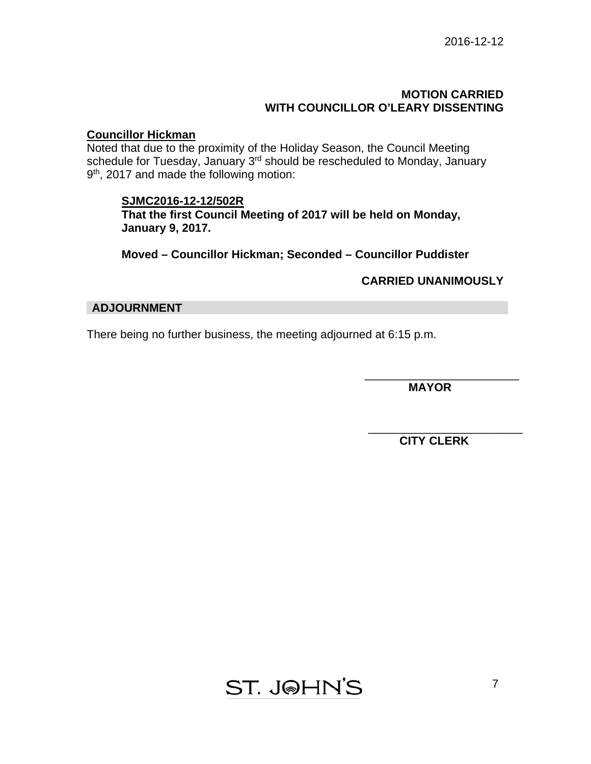**MOTION CARRIED**
**WITH COUNCILLOR O'LEARY DISSENTING**

**Councillor Hickman**

Noted that due to the proximity of the Holiday Season, the Council Meeting schedule for Tuesday, January 3rd should be rescheduled to Monday, January 9th, 2017 and made the following motion:

> **SJMC2016-12-12/502R**
> **That the first Council Meeting of 2017 will be held on Monday, January 9, 2017.**
>
> **Moved – Councillor Hickman; Seconded – Councillor Puddister**

**CARRIED UNANIMOUSLY**

## ADJOURNMENT

There being no further business, the meeting adjourned at 6:15 p.m.

\_\_\_\_\_\_\_\_\_\_\_\_\_\_\_\_\_\_\_\_\_\_\_\_\_
**MAYOR**

\_\_\_\_\_\_\_\_\_\_\_\_\_\_\_\_\_\_\_\_\_\_\_\_\_
**CITY CLERK**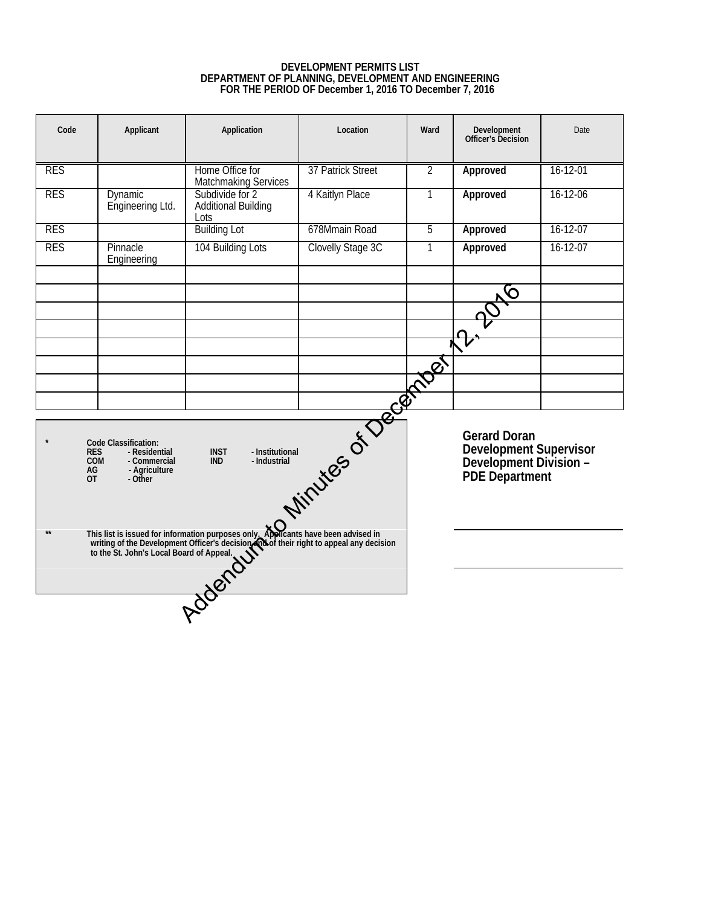**DEVELOPMENT PERMITS LIST**
**DEPARTMENT OF PLANNING, DEVELOPMENT AND ENGINEERING**
**FOR THE PERIOD OF December 1, 2016 TO December 7, 2016**

| Code | Applicant | Application | Location | Ward | Development Officer's Decision | Date |
|---|---|---|---|---|---|---|
| RES | | Home Office for Matchmaking Services | 37 Patrick Street | 2 | **Approved** | 16-12-01 |
| RES | Dynamic Engineering Ltd. | Subdivide for 2 Additional Building Lots | 4 Kaitlyn Place | 1 | **Approved** | 16-12-06 |
| RES | | Building Lot | 678Mmain Road | 5 | **Approved** | 16-12-07 |
| RES | Pinnacle Engineering | 104 Building Lots | Clovelly Stage 3C | 1 | **Approved** | 16-12-07 |
| | | | | | | |
| | | | | | | |
| | | | | | | |
| | | | | | | |
| | | | | | | |
| | | | | | | |
| | | | | | | |
| | | | | | | |

**\* Code Classification:**
**RES - Residential**
**COM - Commercial**
**AG - Agriculture**
**OT - Other**
**INST - Institutional**
**IND - Industrial**

**\*\* This list is issued for information purposes only. Applicants have been advised in writing of the Development Officer's decision and of their right to appeal any decision to the St. John's Local Board of Appeal.**

**Gerard Doran**
**Development Supervisor**
**Development Division – PDE Department**

Addendum to Minutes of December 12, 2016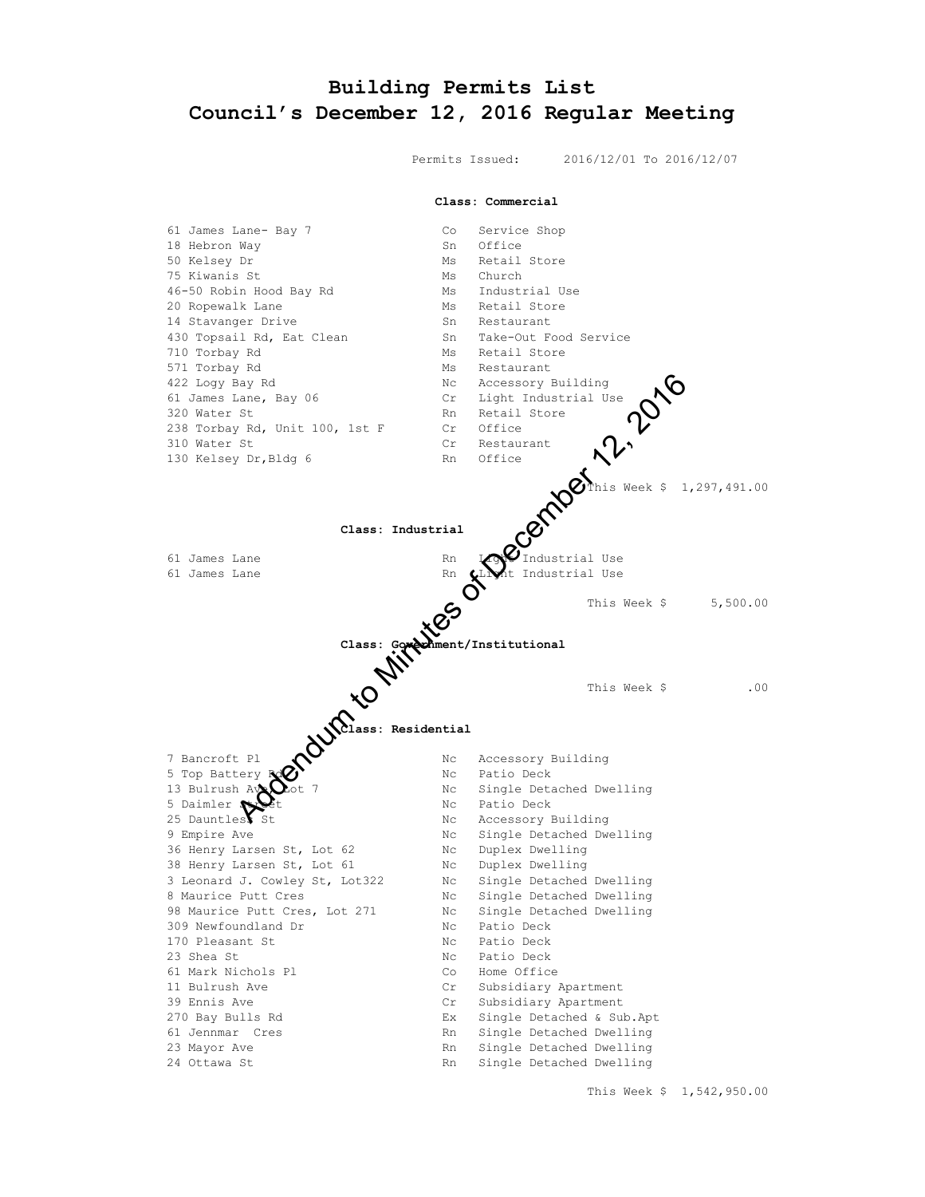# Building Permits List
## Council's December 12, 2016 Regular Meeting

Permits Issued: 2016/12/01 To 2016/12/07

**Class: Commercial**

| Address | Code | Use |
|---|---|---|
| 61 James Lane- Bay 7 | Co | Service Shop |
| 18 Hebron Way | Sn | Office |
| 50 Kelsey Dr | Ms | Retail Store |
| 75 Kiwanis St | Ms | Church |
| 46-50 Robin Hood Bay Rd | Ms | Industrial Use |
| 20 Ropewalk Lane | Ms | Retail Store |
| 14 Stavanger Drive | Sn | Restaurant |
| 430 Topsail Rd, Eat Clean | Sn | Take-Out Food Service |
| 710 Torbay Rd | Ms | Retail Store |
| 571 Torbay Rd | Ms | Restaurant |
| 422 Logy Bay Rd | Nc | Accessory Building |
| 61 James Lane, Bay 06 | Cr | Light Industrial Use |
| 320 Water St | Rn | Retail Store |
| 238 Torbay Rd, Unit 100, 1st F | Cr | Office |
| 310 Water St | Cr | Restaurant |
| 130 Kelsey Dr,Bldg 6 | Rn | Office |

This Week $ 1,297,491.00

**Class: Industrial**

| Address | Code | Use |
|---|---|---|
| 61 James Lane | Rn | Light Industrial Use |
| 61 James Lane | Rn | Light Industrial Use |

This Week $ 5,500.00

**Class: Government/Institutional**

This Week $ .00

**Class: Residential**

| Address | Code | Use |
|---|---|---|
| 7 Bancroft Pl | Nc | Accessory Building |
| 5 Top Battery Rd | Nc | Patio Deck |
| 13 Bulrush Ave, Lot 7 | Nc | Single Detached Dwelling |
| 5 Daimler Street | Nc | Patio Deck |
| 25 Dauntless St | Nc | Accessory Building |
| 9 Empire Ave | Nc | Single Detached Dwelling |
| 36 Henry Larsen St, Lot 62 | Nc | Duplex Dwelling |
| 38 Henry Larsen St, Lot 61 | Nc | Duplex Dwelling |
| 3 Leonard J. Cowley St, Lot322 | Nc | Single Detached Dwelling |
| 8 Maurice Putt Cres | Nc | Single Detached Dwelling |
| 98 Maurice Putt Cres, Lot 271 | Nc | Single Detached Dwelling |
| 309 Newfoundland Dr | Nc | Patio Deck |
| 170 Pleasant St | Nc | Patio Deck |
| 23 Shea St | Nc | Patio Deck |
| 61 Mark Nichols Pl | Co | Home Office |
| 11 Bulrush Ave | Cr | Subsidiary Apartment |
| 39 Ennis Ave | Cr | Subsidiary Apartment |
| 270 Bay Bulls Rd | Ex | Single Detached & Sub.Apt |
| 61 Jennmar Cres | Rn | Single Detached Dwelling |
| 23 Mayor Ave | Rn | Single Detached Dwelling |
| 24 Ottawa St | Rn | Single Detached Dwelling |

This Week $ 1,542,950.00

Addendum to Minutes of December 12, 2016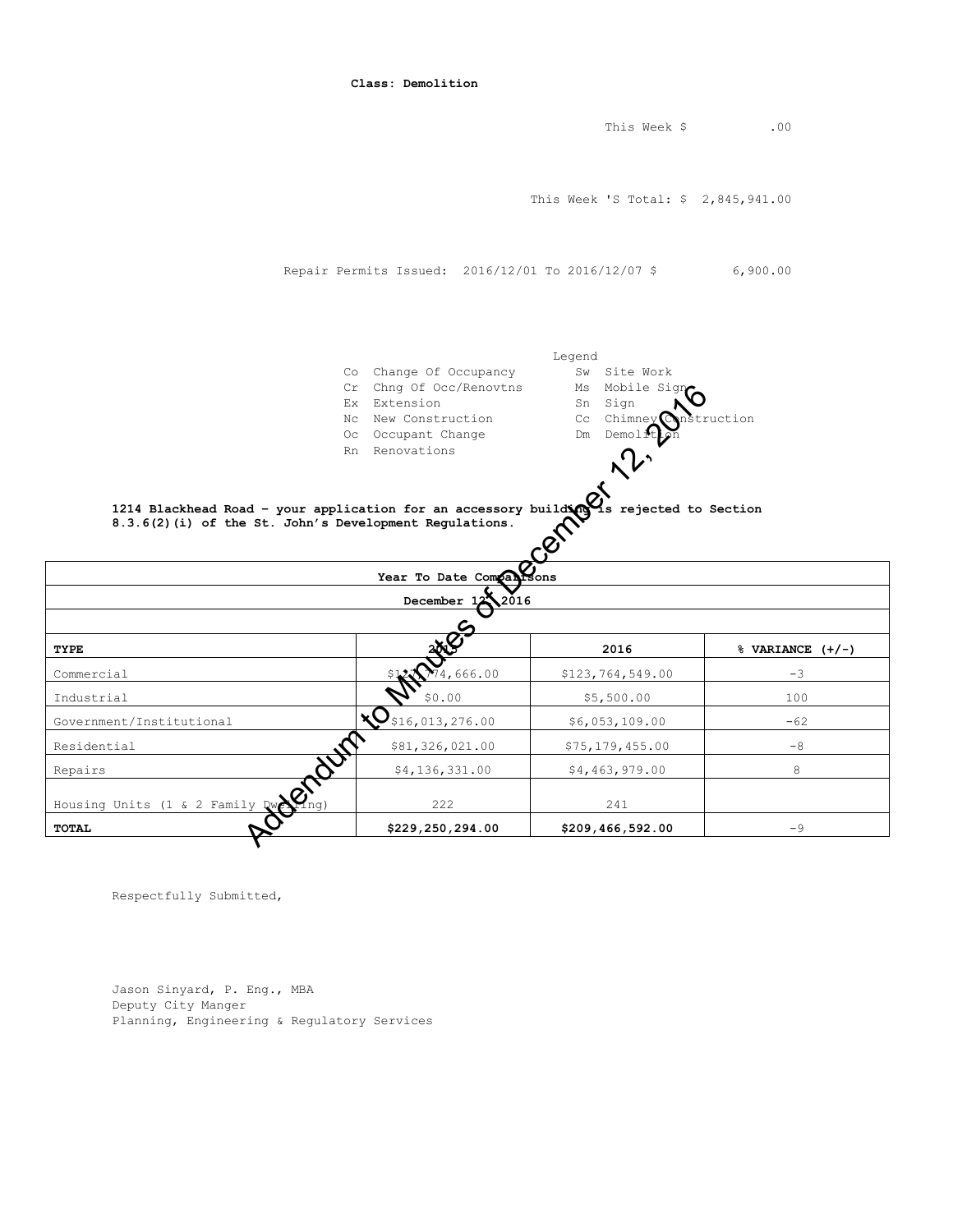**Class: Demolition**

This Week $ .00

This Week 'S Total: $ 2,845,941.00

Repair Permits Issued: 2016/12/01 To 2016/12/07 $ 6,900.00

Legend

| | | | |
|---|---|---|---|
| Co | Change Of Occupancy | Sw | Site Work |
| Cr | Chng Of Occ/Renovtns | Ms | Mobile Sign |
| Ex | Extension | Sn | Sign |
| Nc | New Construction | Cc | Chimney Construction |
| Oc | Occupant Change | Dm | Demolition |
| Rn | Renovations | | |

**1214 Blackhead Road – your application for an accessory building is rejected to Section 8.3.6(2)(i) of the St. John's Development Regulations.**

| Year To Date Comparisons | | | |
|---|---|---|---|
| December 12, 2016 | | | |
| **TYPE** | **2015** | **2016** | **% VARIANCE (+/-)** |
| Commercial | $127,774,666.00 | $123,764,549.00 | -3 |
| Industrial | $0.00 | $5,500.00 | 100 |
| Government/Institutional | $16,013,276.00 | $6,053,109.00 | -62 |
| Residential | $81,326,021.00 | $75,179,455.00 | -8 |
| Repairs | $4,136,331.00 | $4,463,979.00 | 8 |
| Housing Units (1 & 2 Family Dwelling) | 222 | 241 | |
| **TOTAL** | **$229,250,294.00** | **$209,466,592.00** | -9 |

Respectfully Submitted,

Jason Sinyard, P. Eng., MBA
Deputy City Manger
Planning, Engineering & Regulatory Services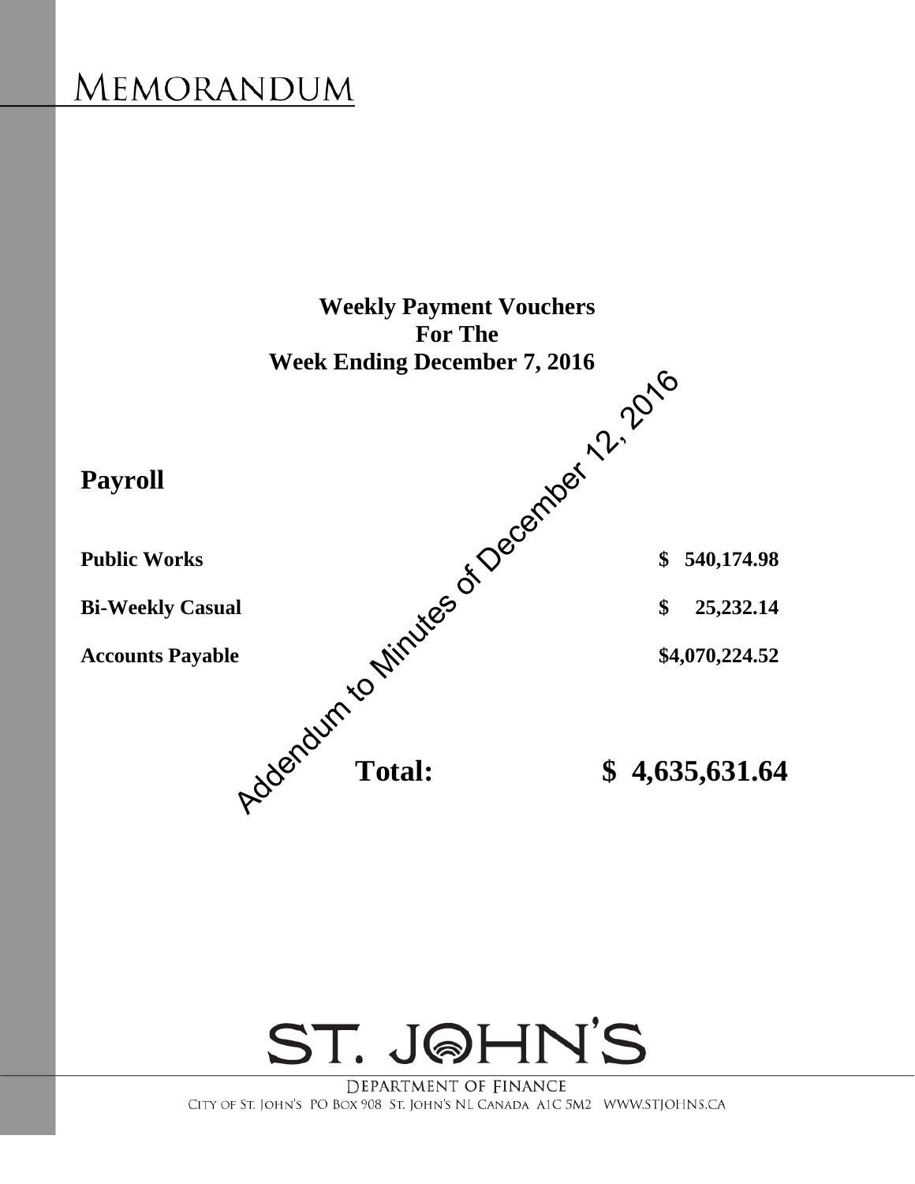# MEMORANDUM

**Weekly Payment Vouchers**
**For The**
**Week Ending December 7, 2016**

Addendum to Minutes of December 12, 2016

## Payroll

| | |
|---|---|
| **Public Works** | **$ 540,174.98** |
| **Bi-Weekly Casual** | **$ 25,232.14** |
| **Accounts Payable** | **$4,070,224.52** |
| **Total:** | **$ 4,635,631.64** |

ST. JOHN'S

DEPARTMENT OF FINANCE

CITY OF ST. JOHN'S PO BOX 908 ST. JOHN'S NL CANADA A1C 5M2 WWW.STJOHNS.CA